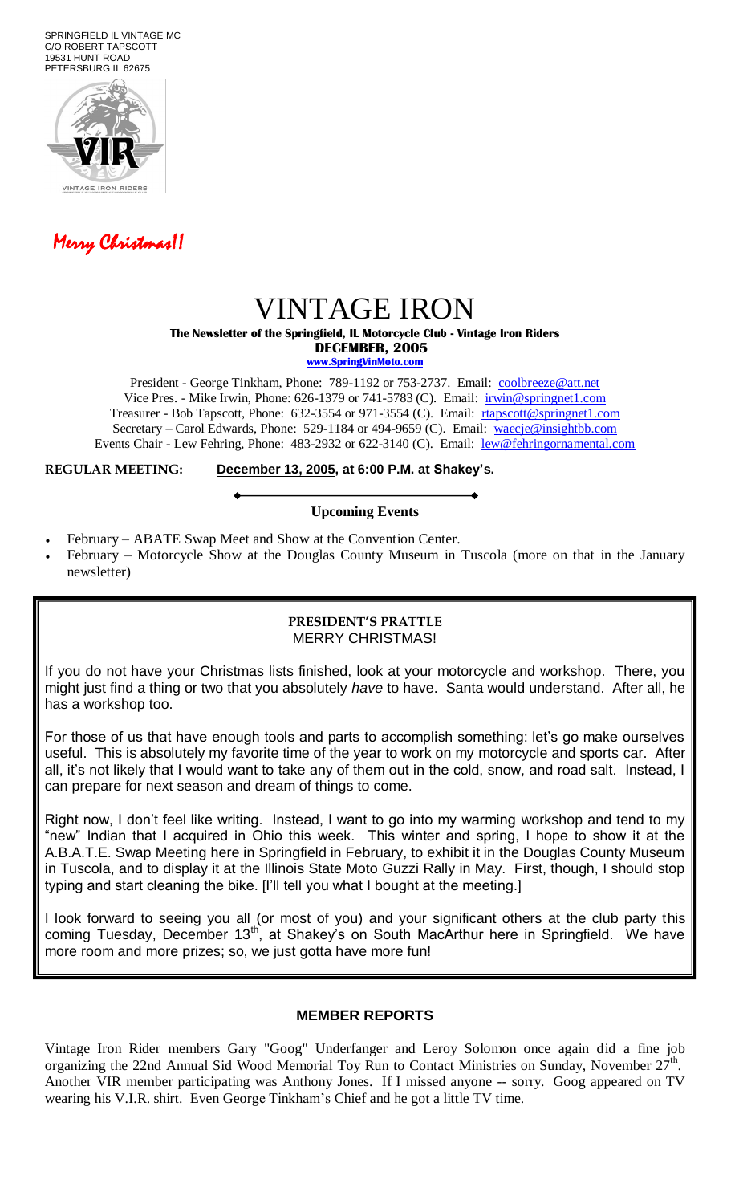SPRINGFIELD IL VINTAGE MC
C/O ROBERT TAPSCOTT
19531 HUNT ROAD
PETERSBURG IL 62675

*Merry Christmas!!*

# VINTAGE IRON

**The Newsletter of the Springfield, IL Motorcycle Club - Vintage Iron Riders**

**DECEMBER, 2005**

**www.SpringVinMoto.com**

President - George Tinkham, Phone: 789-1192 or 753-2737. Email: coolbreeze@att.net
Vice Pres. - Mike Irwin, Phone: 626-1379 or 741-5783 (C). Email: irwin@springnet1.com
Treasurer - Bob Tapscott, Phone: 632-3554 or 971-3554 (C). Email: rtapscott@springnet1.com
Secretary – Carol Edwards, Phone: 529-1184 or 494-9659 (C). Email: waecje@insightbb.com
Events Chair - Lew Fehring, Phone: 483-2932 or 622-3140 (C). Email: lew@fehringornamental.com

**REGULAR MEETING:** **December 13, 2005, at 6:00 P.M. at Shakey's.**

### Upcoming Events

- February – ABATE Swap Meet and Show at the Convention Center.
- February – Motorcycle Show at the Douglas County Museum in Tuscola (more on that in the January newsletter)

## PRESIDENT'S PRATTLE

**MERRY CHRISTMAS!**

If you do not have your Christmas lists finished, look at your motorcycle and workshop. There, you might just find a thing or two that you absolutely *have* to have. Santa would understand. After all, he has a workshop too.

For those of us that have enough tools and parts to accomplish something: let's go make ourselves useful. This is absolutely my favorite time of the year to work on my motorcycle and sports car. After all, it's not likely that I would want to take any of them out in the cold, snow, and road salt. Instead, I can prepare for next season and dream of things to come.

Right now, I don't feel like writing. Instead, I want to go into my warming workshop and tend to my "new" Indian that I acquired in Ohio this week. This winter and spring, I hope to show it at the A.B.A.T.E. Swap Meeting here in Springfield in February, to exhibit it in the Douglas County Museum in Tuscola, and to display it at the Illinois State Moto Guzzi Rally in May. First, though, I should stop typing and start cleaning the bike. [I'll tell you what I bought at the meeting.]

I look forward to seeing you all (or most of you) and your significant others at the club party this coming Tuesday, December 13th, at Shakey's on South MacArthur here in Springfield. We have more room and more prizes; so, we just gotta have more fun!

## MEMBER REPORTS

Vintage Iron Rider members Gary "Goog" Underfanger and Leroy Solomon once again did a fine job organizing the 22nd Annual Sid Wood Memorial Toy Run to Contact Ministries on Sunday, November 27th. Another VIR member participating was Anthony Jones. If I missed anyone -- sorry. Goog appeared on TV wearing his V.I.R. shirt. Even George Tinkham's Chief and he got a little TV time.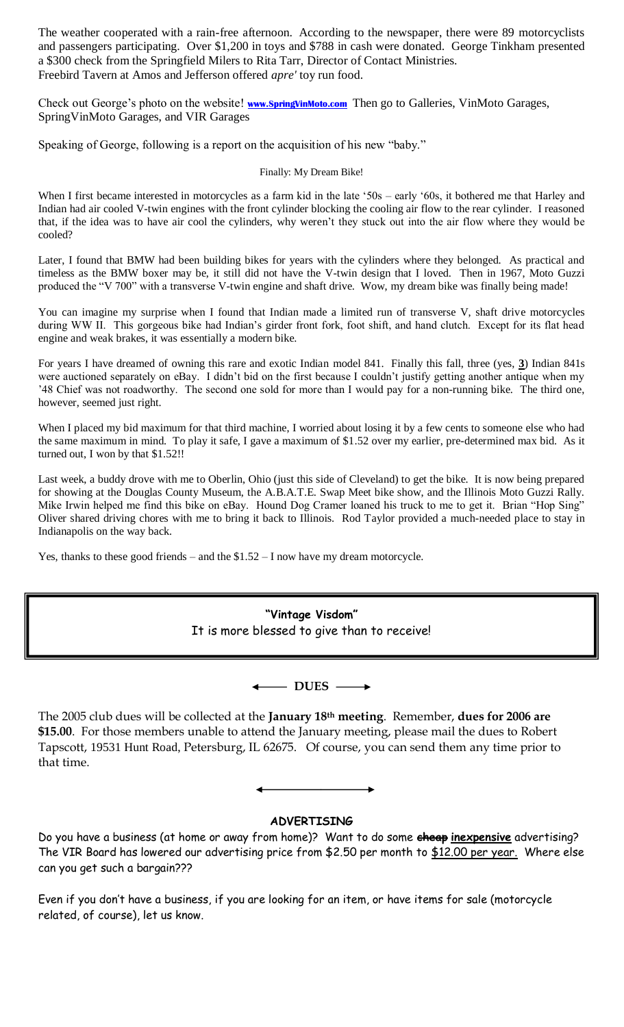The weather cooperated with a rain-free afternoon. According to the newspaper, there were 89 motorcyclists and passengers participating. Over $1,200 in toys and $788 in cash were donated. George Tinkham presented a $300 check from the Springfield Milers to Rita Tarr, Director of Contact Ministries.
Freebird Tavern at Amos and Jefferson offered *apre'* toy run food.

Check out George's photo on the website! **www.SpringVinMoto.com** Then go to Galleries, VinMoto Garages, SpringVinMoto Garages, and VIR Garages

Speaking of George, following is a report on the acquisition of his new "baby."

Finally: My Dream Bike!

When I first became interested in motorcycles as a farm kid in the late '50s – early '60s, it bothered me that Harley and Indian had air cooled V-twin engines with the front cylinder blocking the cooling air flow to the rear cylinder. I reasoned that, if the idea was to have air cool the cylinders, why weren't they stuck out into the air flow where they would be cooled?

Later, I found that BMW had been building bikes for years with the cylinders where they belonged. As practical and timeless as the BMW boxer may be, it still did not have the V-twin design that I loved. Then in 1967, Moto Guzzi produced the "V 700" with a transverse V-twin engine and shaft drive. Wow, my dream bike was finally being made!

You can imagine my surprise when I found that Indian made a limited run of transverse V, shaft drive motorcycles during WW II. This gorgeous bike had Indian's girder front fork, foot shift, and hand clutch. Except for its flat head engine and weak brakes, it was essentially a modern bike.

For years I have dreamed of owning this rare and exotic Indian model 841. Finally this fall, three (yes, **3**) Indian 841s were auctioned separately on eBay. I didn't bid on the first because I couldn't justify getting another antique when my '48 Chief was not roadworthy. The second one sold for more than I would pay for a non-running bike. The third one, however, seemed just right.

When I placed my bid maximum for that third machine, I worried about losing it by a few cents to someone else who had the same maximum in mind. To play it safe, I gave a maximum of $1.52 over my earlier, pre-determined max bid. As it turned out, I won by that $1.52!!

Last week, a buddy drove with me to Oberlin, Ohio (just this side of Cleveland) to get the bike. It is now being prepared for showing at the Douglas County Museum, the A.B.A.T.E. Swap Meet bike show, and the Illinois Moto Guzzi Rally. Mike Irwin helped me find this bike on eBay. Hound Dog Cramer loaned his truck to me to get it. Brian "Hop Sing" Oliver shared driving chores with me to bring it back to Illinois. Rod Taylor provided a much-needed place to stay in Indianapolis on the way back.

Yes, thanks to these good friends – and the $1.52 – I now have my dream motorcycle.

**"Vintage Visdom"**
It is more blessed to give than to receive!

**← DUES →**

The 2005 club dues will be collected at the **January 18th meeting**. Remember, **dues for 2006 are $15.00**. For those members unable to attend the January meeting, please mail the dues to Robert Tapscott, 19531 Hunt Road, Petersburg, IL 62675. Of course, you can send them any time prior to that time.

**ADVERTISING**

Do you have a business (at home or away from home)? Want to do some ~~cheap~~ **inexpensive** advertising? The VIR Board has lowered our advertising price from $2.50 per month to $12.00 per year. Where else can you get such a bargain???

Even if you don't have a business, if you are looking for an item, or have items for sale (motorcycle related, of course), let us know.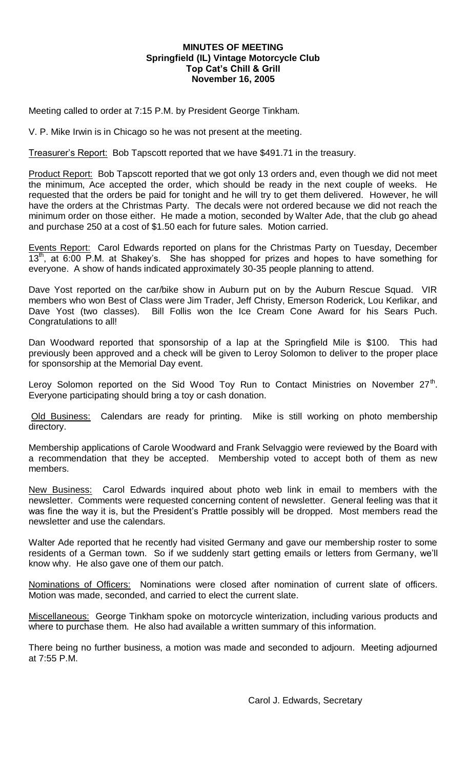# MINUTES OF MEETING
## Springfield (IL) Vintage Motorcycle Club
## Top Cat's Chill & Grill
## November 16, 2005

Meeting called to order at 7:15 P.M. by President George Tinkham.

V. P. Mike Irwin is in Chicago so he was not present at the meeting.

Treasurer's Report: Bob Tapscott reported that we have $491.71 in the treasury.

Product Report: Bob Tapscott reported that we got only 13 orders and, even though we did not meet the minimum, Ace accepted the order, which should be ready in the next couple of weeks. He requested that the orders be paid for tonight and he will try to get them delivered. However, he will have the orders at the Christmas Party. The decals were not ordered because we did not reach the minimum order on those either. He made a motion, seconded by Walter Ade, that the club go ahead and purchase 250 at a cost of $1.50 each for future sales. Motion carried.

Events Report: Carol Edwards reported on plans for the Christmas Party on Tuesday, December 13th, at 6:00 P.M. at Shakey's. She has shopped for prizes and hopes to have something for everyone. A show of hands indicated approximately 30-35 people planning to attend.

Dave Yost reported on the car/bike show in Auburn put on by the Auburn Rescue Squad. VIR members who won Best of Class were Jim Trader, Jeff Christy, Emerson Roderick, Lou Kerlikar, and Dave Yost (two classes). Bill Follis won the Ice Cream Cone Award for his Sears Puch. Congratulations to all!

Dan Woodward reported that sponsorship of a lap at the Springfield Mile is $100. This had previously been approved and a check will be given to Leroy Solomon to deliver to the proper place for sponsorship at the Memorial Day event.

Leroy Solomon reported on the Sid Wood Toy Run to Contact Ministries on November 27th. Everyone participating should bring a toy or cash donation.

Old Business: Calendars are ready for printing. Mike is still working on photo membership directory.

Membership applications of Carole Woodward and Frank Selvaggio were reviewed by the Board with a recommendation that they be accepted. Membership voted to accept both of them as new members.

New Business: Carol Edwards inquired about photo web link in email to members with the newsletter. Comments were requested concerning content of newsletter. General feeling was that it was fine the way it is, but the President's Prattle possibly will be dropped. Most members read the newsletter and use the calendars.

Walter Ade reported that he recently had visited Germany and gave our membership roster to some residents of a German town. So if we suddenly start getting emails or letters from Germany, we'll know why. He also gave one of them our patch.

Nominations of Officers: Nominations were closed after nomination of current slate of officers. Motion was made, seconded, and carried to elect the current slate.

Miscellaneous: George Tinkham spoke on motorcycle winterization, including various products and where to purchase them. He also had available a written summary of this information.

There being no further business, a motion was made and seconded to adjourn. Meeting adjourned at 7:55 P.M.

Carol J. Edwards, Secretary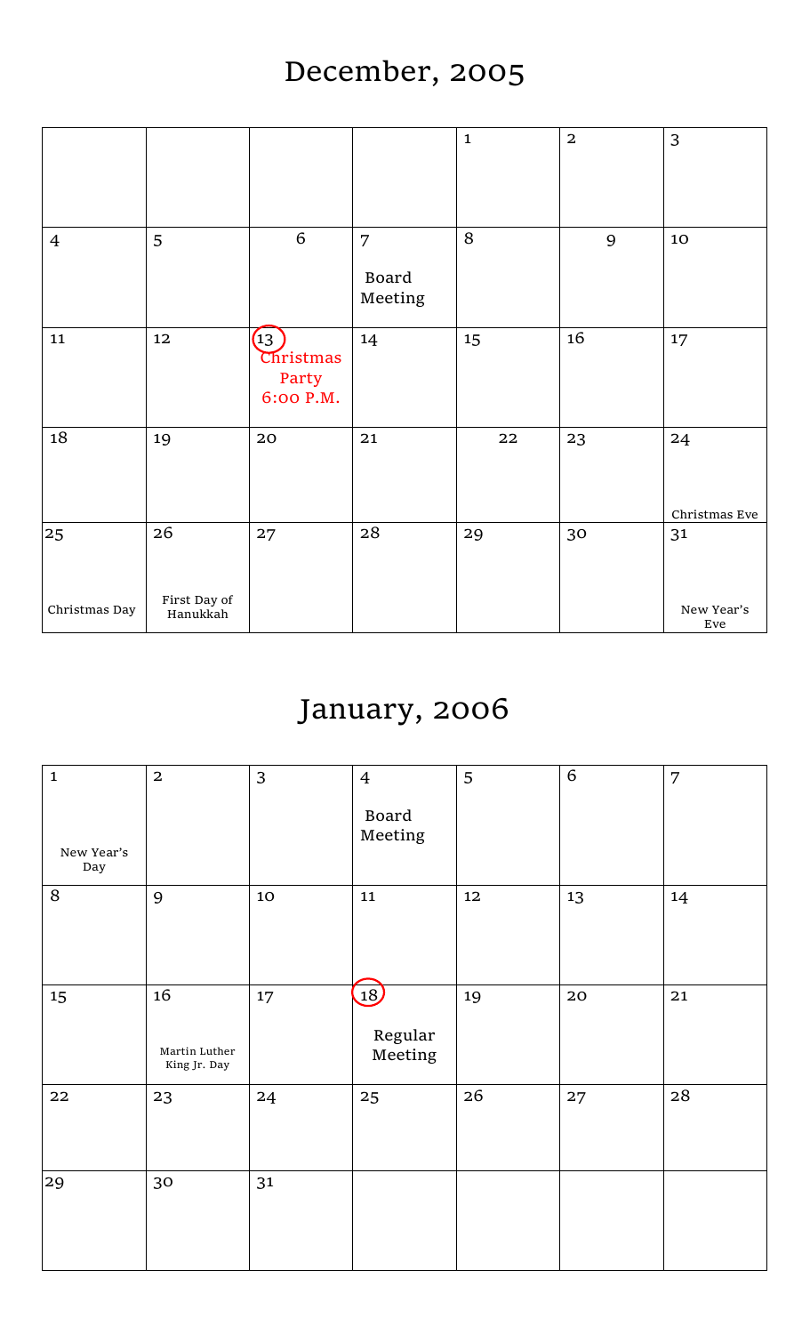# December, 2005

| | | | | | | |
|---|---|---|---|---|---|---|
| | | | | 1 | 2 | 3 |
| 4 | 5 | 6 | 7 Board Meeting | 8 | 9 | 10 |
| 11 | 12 | 13 Christmas Party 6:00 P.M. | 14 | 15 | 16 | 17 |
| 18 | 19 | 20 | 21 | 22 | 23 | 24 Christmas Eve |
| 25 Christmas Day | 26 First Day of Hanukkah | 27 | 28 | 29 | 30 | 31 New Year's Eve |

# January, 2006

| | | | | | | |
|---|---|---|---|---|---|---|
| 1 New Year's Day | 2 | 3 | 4 Board Meeting | 5 | 6 | 7 |
| 8 | 9 | 10 | 11 | 12 | 13 | 14 |
| 15 | 16 Martin Luther King Jr. Day | 17 | 18 Regular Meeting | 19 | 20 | 21 |
| 22 | 23 | 24 | 25 | 26 | 27 | 28 |
| 29 | 30 | 31 | | | | |